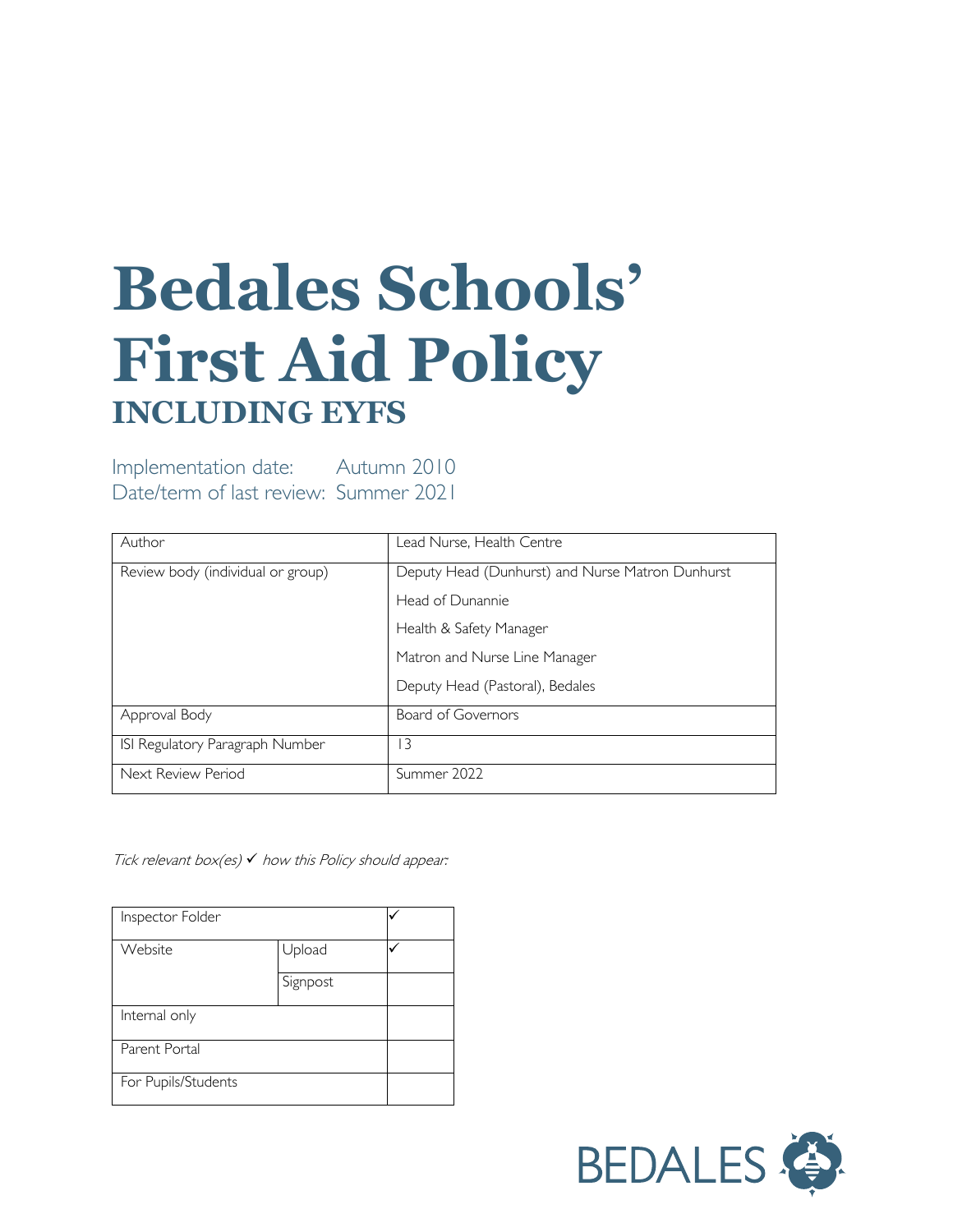# Bedales Schools' First Aid Policy

## INCLUDING EYFS

Implementation date: Autumn 2010
Date/term of last review: Summer 2021

| Author | Lead Nurse, Health Centre |
|---|---|
| Review body (individual or group) | Deputy Head (Dunhurst) and Nurse Matron Dunhurst<br>Head of Dunannie<br>Health & Safety Manager<br>Matron and Nurse Line Manager<br>Deputy Head (Pastoral), Bedales |
| Approval Body | Board of Governors |
| ISI Regulatory Paragraph Number | 13 |
| Next Review Period | Summer 2022 |

*Tick relevant box(es) ✓ how this Policy should appear:*

| Inspector Folder | | ✓ |
|---|---|---|
| Website | Upload | ✓ |
| | Signpost | |
| Internal only | | |
| Parent Portal | | |
| For Pupils/Students | | |

BEDALES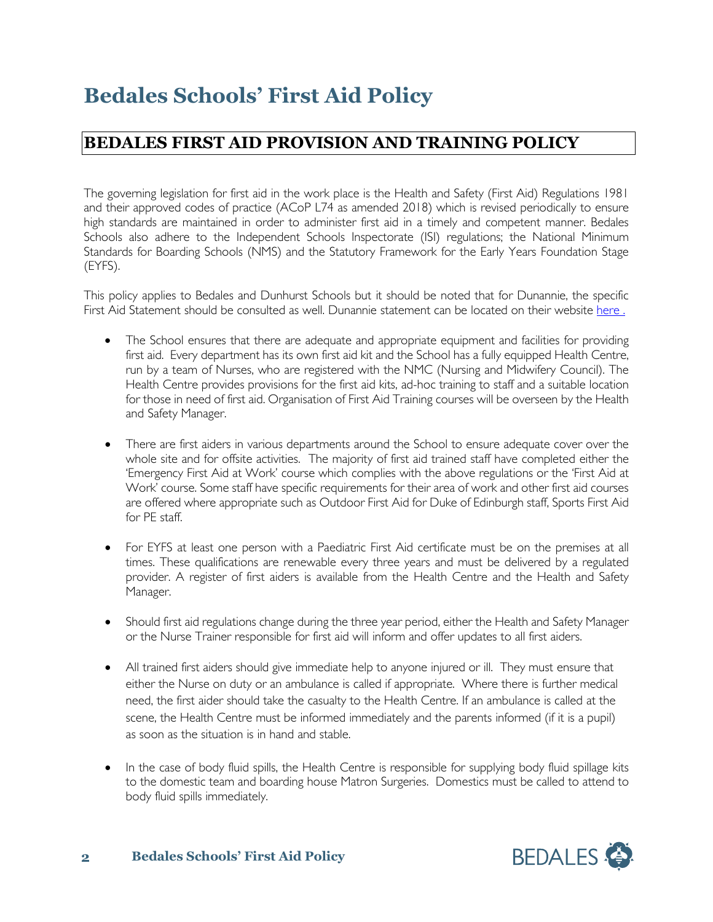# Bedales Schools' First Aid Policy

## BEDALES FIRST AID PROVISION AND TRAINING POLICY

The governing legislation for first aid in the work place is the Health and Safety (First Aid) Regulations 1981 and their approved codes of practice (ACoP L74 as amended 2018) which is revised periodically to ensure high standards are maintained in order to administer first aid in a timely and competent manner. Bedales Schools also adhere to the Independent Schools Inspectorate (ISI) regulations; the National Minimum Standards for Boarding Schools (NMS) and the Statutory Framework for the Early Years Foundation Stage (EYFS).

This policy applies to Bedales and Dunhurst Schools but it should be noted that for Dunannie, the specific First Aid Statement should be consulted as well. Dunannie statement can be located on their website here .

- The School ensures that there are adequate and appropriate equipment and facilities for providing first aid. Every department has its own first aid kit and the School has a fully equipped Health Centre, run by a team of Nurses, who are registered with the NMC (Nursing and Midwifery Council). The Health Centre provides provisions for the first aid kits, ad-hoc training to staff and a suitable location for those in need of first aid. Organisation of First Aid Training courses will be overseen by the Health and Safety Manager.

- There are first aiders in various departments around the School to ensure adequate cover over the whole site and for offsite activities. The majority of first aid trained staff have completed either the 'Emergency First Aid at Work' course which complies with the above regulations or the 'First Aid at Work' course. Some staff have specific requirements for their area of work and other first aid courses are offered where appropriate such as Outdoor First Aid for Duke of Edinburgh staff, Sports First Aid for PE staff.

- For EYFS at least one person with a Paediatric First Aid certificate must be on the premises at all times. These qualifications are renewable every three years and must be delivered by a regulated provider. A register of first aiders is available from the Health Centre and the Health and Safety Manager.

- Should first aid regulations change during the three year period, either the Health and Safety Manager or the Nurse Trainer responsible for first aid will inform and offer updates to all first aiders.

- All trained first aiders should give immediate help to anyone injured or ill. They must ensure that either the Nurse on duty or an ambulance is called if appropriate. Where there is further medical need, the first aider should take the casualty to the Health Centre. If an ambulance is called at the scene, the Health Centre must be informed immediately and the parents informed (if it is a pupil) as soon as the situation is in hand and stable.

- In the case of body fluid spills, the Health Centre is responsible for supplying body fluid spillage kits to the domestic team and boarding house Matron Surgeries. Domestics must be called to attend to body fluid spills immediately.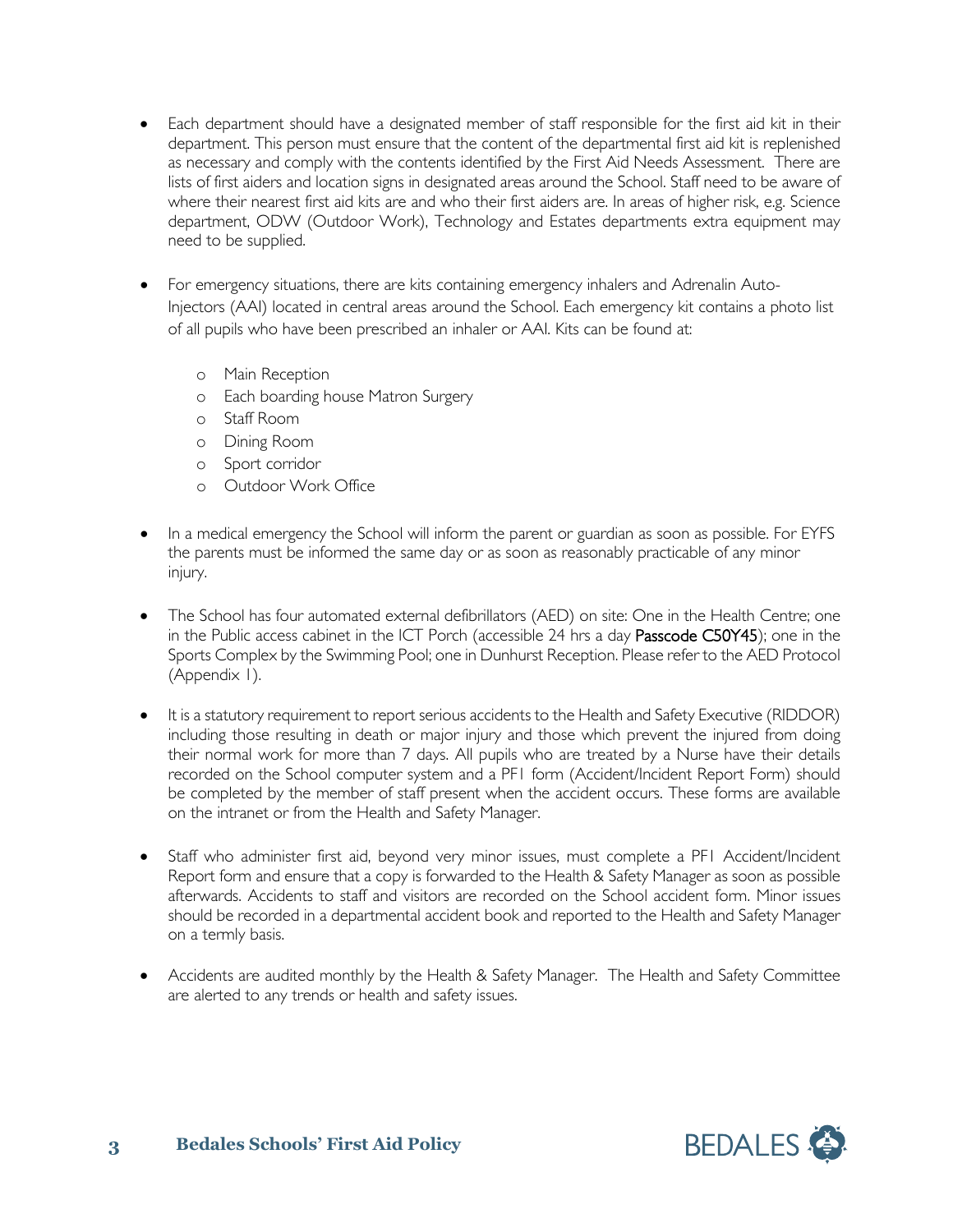- Each department should have a designated member of staff responsible for the first aid kit in their department. This person must ensure that the content of the departmental first aid kit is replenished as necessary and comply with the contents identified by the First Aid Needs Assessment. There are lists of first aiders and location signs in designated areas around the School. Staff need to be aware of where their nearest first aid kits are and who their first aiders are. In areas of higher risk, e.g. Science department, ODW (Outdoor Work), Technology and Estates departments extra equipment may need to be supplied.

- For emergency situations, there are kits containing emergency inhalers and Adrenalin Auto-Injectors (AAI) located in central areas around the School. Each emergency kit contains a photo list of all pupils who have been prescribed an inhaler or AAI. Kits can be found at:
  - Main Reception
  - Each boarding house Matron Surgery
  - Staff Room
  - Dining Room
  - Sport corridor
  - Outdoor Work Office

- In a medical emergency the School will inform the parent or guardian as soon as possible. For EYFS the parents must be informed the same day or as soon as reasonably practicable of any minor injury.

- The School has four automated external defibrillators (AED) on site: One in the Health Centre; one in the Public access cabinet in the ICT Porch (accessible 24 hrs a day **Passcode C50Y45**); one in the Sports Complex by the Swimming Pool; one in Dunhurst Reception. Please refer to the AED Protocol (Appendix 1).

- It is a statutory requirement to report serious accidents to the Health and Safety Executive (RIDDOR) including those resulting in death or major injury and those which prevent the injured from doing their normal work for more than 7 days. All pupils who are treated by a Nurse have their details recorded on the School computer system and a PF1 form (Accident/Incident Report Form) should be completed by the member of staff present when the accident occurs. These forms are available on the intranet or from the Health and Safety Manager.

- Staff who administer first aid, beyond very minor issues, must complete a PF1 Accident/Incident Report form and ensure that a copy is forwarded to the Health & Safety Manager as soon as possible afterwards. Accidents to staff and visitors are recorded on the School accident form. Minor issues should be recorded in a departmental accident book and reported to the Health and Safety Manager on a termly basis.

- Accidents are audited monthly by the Health & Safety Manager. The Health and Safety Committee are alerted to any trends or health and safety issues.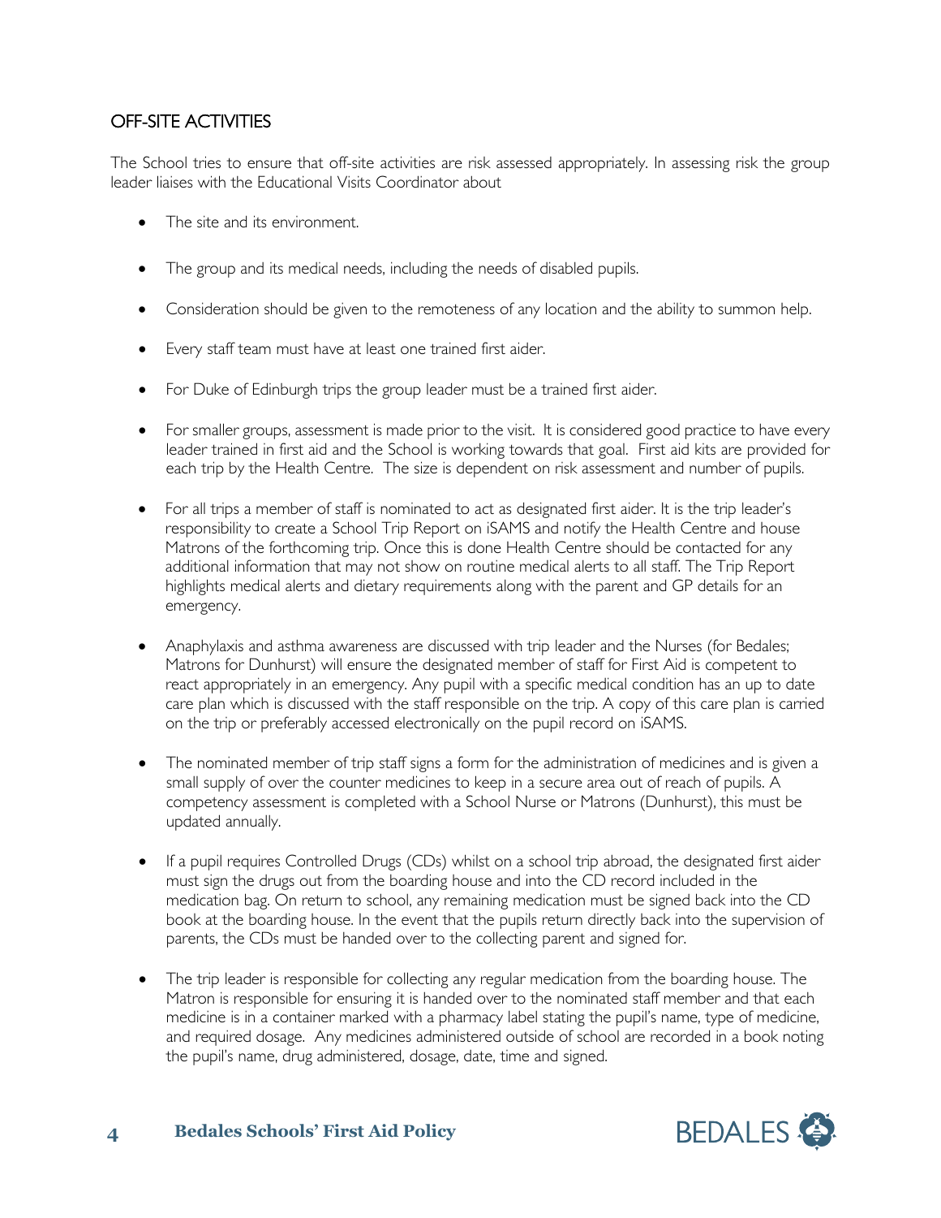## OFF-SITE ACTIVITIES

The School tries to ensure that off-site activities are risk assessed appropriately. In assessing risk the group leader liaises with the Educational Visits Coordinator about

- The site and its environment.
- The group and its medical needs, including the needs of disabled pupils.
- Consideration should be given to the remoteness of any location and the ability to summon help.
- Every staff team must have at least one trained first aider.
- For Duke of Edinburgh trips the group leader must be a trained first aider.
- For smaller groups, assessment is made prior to the visit. It is considered good practice to have every leader trained in first aid and the School is working towards that goal. First aid kits are provided for each trip by the Health Centre. The size is dependent on risk assessment and number of pupils.
- For all trips a member of staff is nominated to act as designated first aider. It is the trip leader's responsibility to create a School Trip Report on iSAMS and notify the Health Centre and house Matrons of the forthcoming trip. Once this is done Health Centre should be contacted for any additional information that may not show on routine medical alerts to all staff. The Trip Report highlights medical alerts and dietary requirements along with the parent and GP details for an emergency.
- Anaphylaxis and asthma awareness are discussed with trip leader and the Nurses (for Bedales; Matrons for Dunhurst) will ensure the designated member of staff for First Aid is competent to react appropriately in an emergency. Any pupil with a specific medical condition has an up to date care plan which is discussed with the staff responsible on the trip. A copy of this care plan is carried on the trip or preferably accessed electronically on the pupil record on iSAMS.
- The nominated member of trip staff signs a form for the administration of medicines and is given a small supply of over the counter medicines to keep in a secure area out of reach of pupils. A competency assessment is completed with a School Nurse or Matrons (Dunhurst), this must be updated annually.
- If a pupil requires Controlled Drugs (CDs) whilst on a school trip abroad, the designated first aider must sign the drugs out from the boarding house and into the CD record included in the medication bag. On return to school, any remaining medication must be signed back into the CD book at the boarding house. In the event that the pupils return directly back into the supervision of parents, the CDs must be handed over to the collecting parent and signed for.
- The trip leader is responsible for collecting any regular medication from the boarding house. The Matron is responsible for ensuring it is handed over to the nominated staff member and that each medicine is in a container marked with a pharmacy label stating the pupil's name, type of medicine, and required dosage. Any medicines administered outside of school are recorded in a book noting the pupil's name, drug administered, dosage, date, time and signed.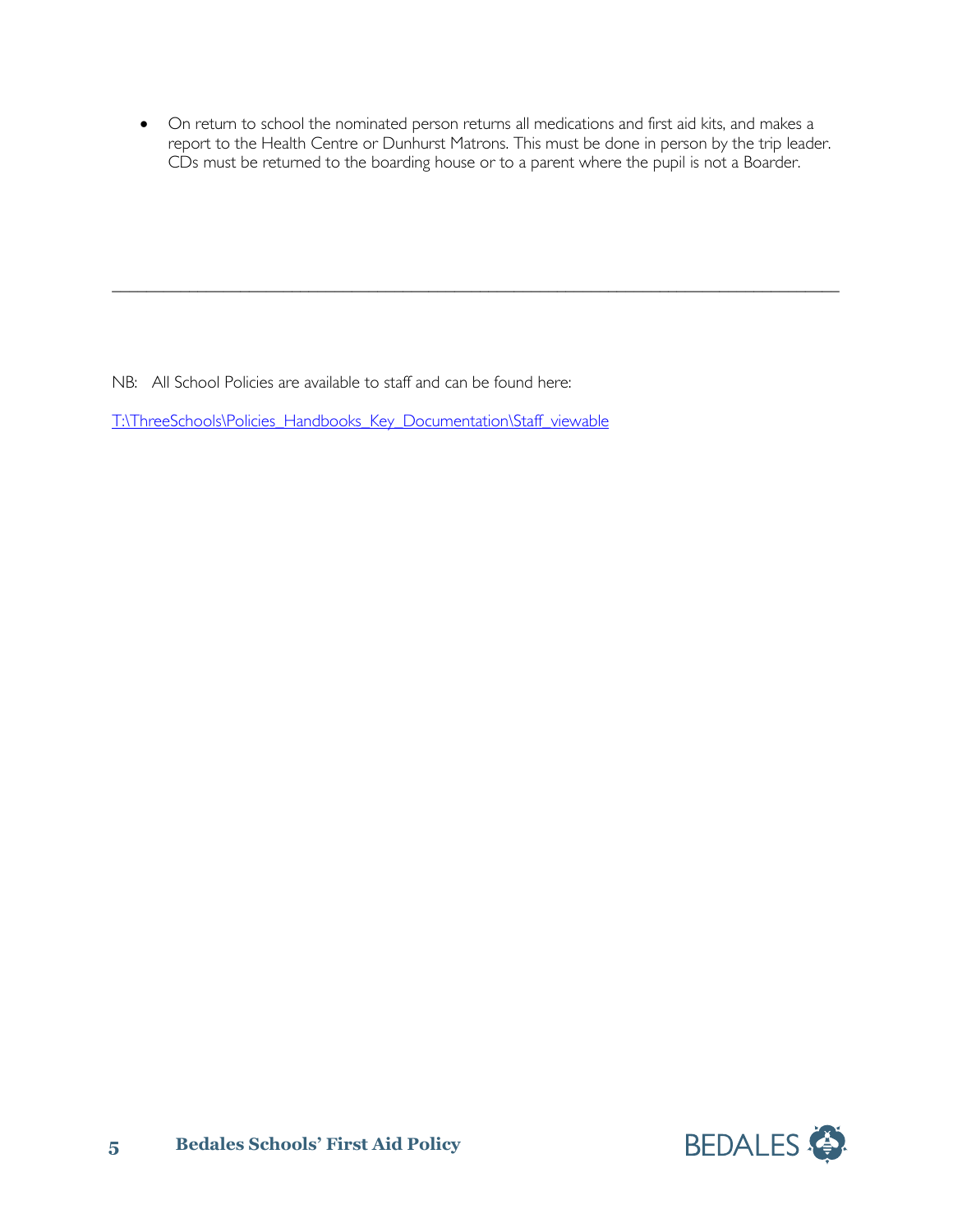- On return to school the nominated person returns all medications and first aid kits, and makes a report to the Health Centre or Dunhurst Matrons. This must be done in person by the trip leader. CDs must be returned to the boarding house or to a parent where the pupil is not a Boarder.

---

NB: All School Policies are available to staff and can be found here:

T:\ThreeSchools\Policies_Handbooks_Key_Documentation\Staff_viewable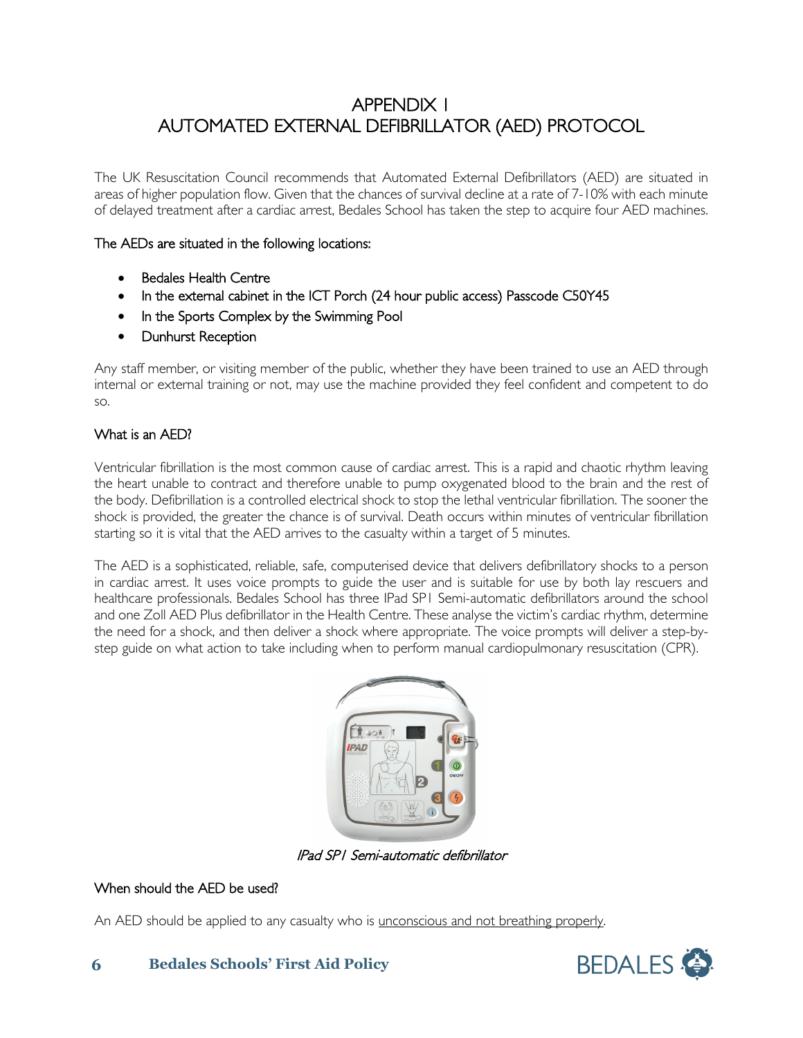# APPENDIX 1
# AUTOMATED EXTERNAL DEFIBRILLATOR (AED) PROTOCOL

The UK Resuscitation Council recommends that Automated External Defibrillators (AED) are situated in areas of higher population flow. Given that the chances of survival decline at a rate of 7-10% with each minute of delayed treatment after a cardiac arrest, Bedales School has taken the step to acquire four AED machines.

The AEDs are situated in the following locations:

- Bedales Health Centre
- In the external cabinet in the ICT Porch (24 hour public access) Passcode C50Y45
- In the Sports Complex by the Swimming Pool
- Dunhurst Reception

Any staff member, or visiting member of the public, whether they have been trained to use an AED through internal or external training or not, may use the machine provided they feel confident and competent to do so.

### What is an AED?

Ventricular fibrillation is the most common cause of cardiac arrest. This is a rapid and chaotic rhythm leaving the heart unable to contract and therefore unable to pump oxygenated blood to the brain and the rest of the body. Defibrillation is a controlled electrical shock to stop the lethal ventricular fibrillation. The sooner the shock is provided, the greater the chance is of survival. Death occurs within minutes of ventricular fibrillation starting so it is vital that the AED arrives to the casualty within a target of 5 minutes.

The AED is a sophisticated, reliable, safe, computerised device that delivers defibrillatory shocks to a person in cardiac arrest. It uses voice prompts to guide the user and is suitable for use by both lay rescuers and healthcare professionals. Bedales School has three IPad SP1 Semi-automatic defibrillators around the school and one Zoll AED Plus defibrillator in the Health Centre. These analyse the victim's cardiac rhythm, determine the need for a shock, and then deliver a shock where appropriate. The voice prompts will deliver a step-by-step guide on what action to take including when to perform manual cardiopulmonary resuscitation (CPR).

*IPad SP1 Semi-automatic defibrillator*

### When should the AED be used?

An AED should be applied to any casualty who is <u>unconscious and not breathing properly</u>.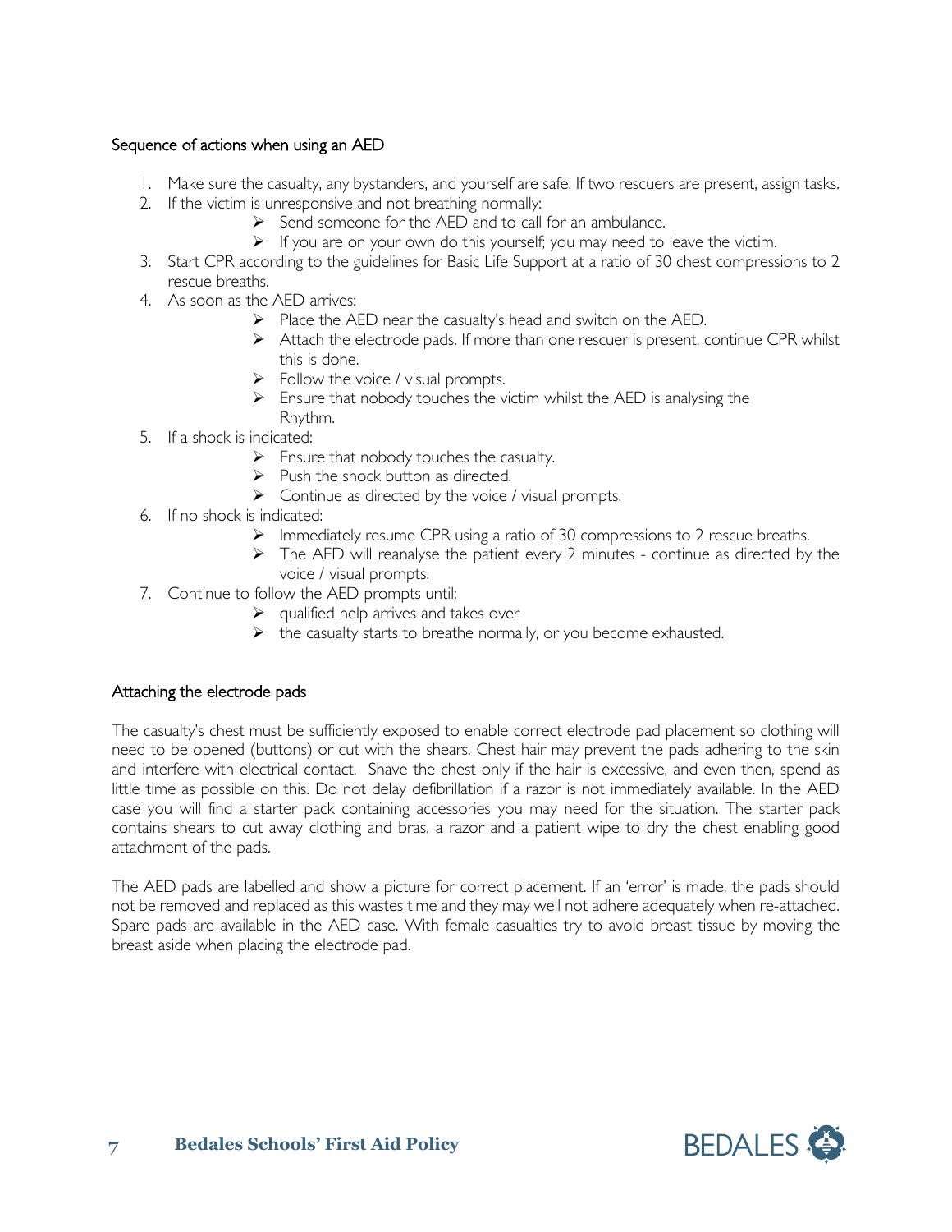## Sequence of actions when using an AED

1. Make sure the casualty, any bystanders, and yourself are safe. If two rescuers are present, assign tasks.
2. If the victim is unresponsive and not breathing normally:
   - Send someone for the AED and to call for an ambulance.
   - If you are on your own do this yourself; you may need to leave the victim.
3. Start CPR according to the guidelines for Basic Life Support at a ratio of 30 chest compressions to 2 rescue breaths.
4. As soon as the AED arrives:
   - Place the AED near the casualty's head and switch on the AED.
   - Attach the electrode pads. If more than one rescuer is present, continue CPR whilst this is done.
   - Follow the voice / visual prompts.
   - Ensure that nobody touches the victim whilst the AED is analysing the Rhythm.
5. If a shock is indicated:
   - Ensure that nobody touches the casualty.
   - Push the shock button as directed.
   - Continue as directed by the voice / visual prompts.
6. If no shock is indicated:
   - Immediately resume CPR using a ratio of 30 compressions to 2 rescue breaths.
   - The AED will reanalyse the patient every 2 minutes - continue as directed by the voice / visual prompts.
7. Continue to follow the AED prompts until:
   - qualified help arrives and takes over
   - the casualty starts to breathe normally, or you become exhausted.

## Attaching the electrode pads

The casualty's chest must be sufficiently exposed to enable correct electrode pad placement so clothing will need to be opened (buttons) or cut with the shears. Chest hair may prevent the pads adhering to the skin and interfere with electrical contact. Shave the chest only if the hair is excessive, and even then, spend as little time as possible on this. Do not delay defibrillation if a razor is not immediately available. In the AED case you will find a starter pack containing accessories you may need for the situation. The starter pack contains shears to cut away clothing and bras, a razor and a patient wipe to dry the chest enabling good attachment of the pads.

The AED pads are labelled and show a picture for correct placement. If an 'error' is made, the pads should not be removed and replaced as this wastes time and they may well not adhere adequately when re-attached. Spare pads are available in the AED case. With female casualties try to avoid breast tissue by moving the breast aside when placing the electrode pad.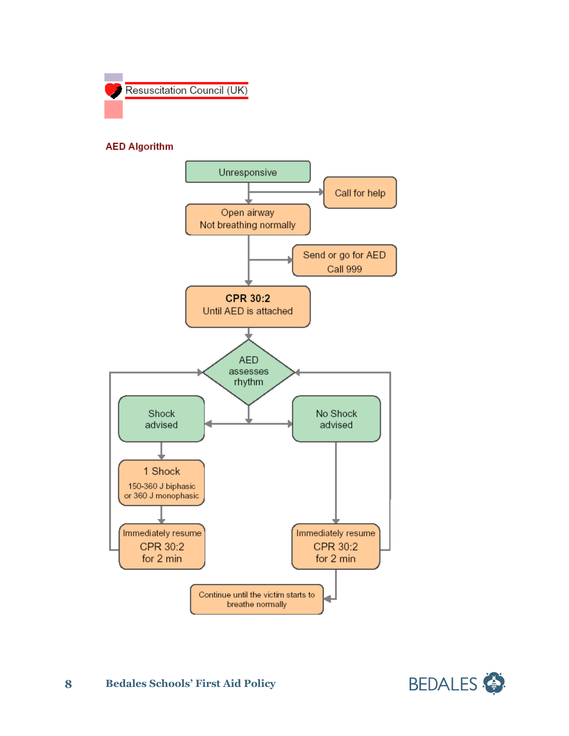Resuscitation Council (UK)

## AED Algorithm

Unresponsive

→ Call for help

Open airway
Not breathing normally

→ Send or go for AED
Call 999

**CPR 30:2**
Until AED is attached

AED assesses rhythm

| Shock advised | No Shock advised |
| --- | --- |
| 1 Shock<br>150-360 J biphasic<br>or 360 J monophasic | |
| Immediately resume<br>CPR 30:2<br>for 2 min | Immediately resume<br>CPR 30:2<br>for 2 min |

Continue until the victim starts to breathe normally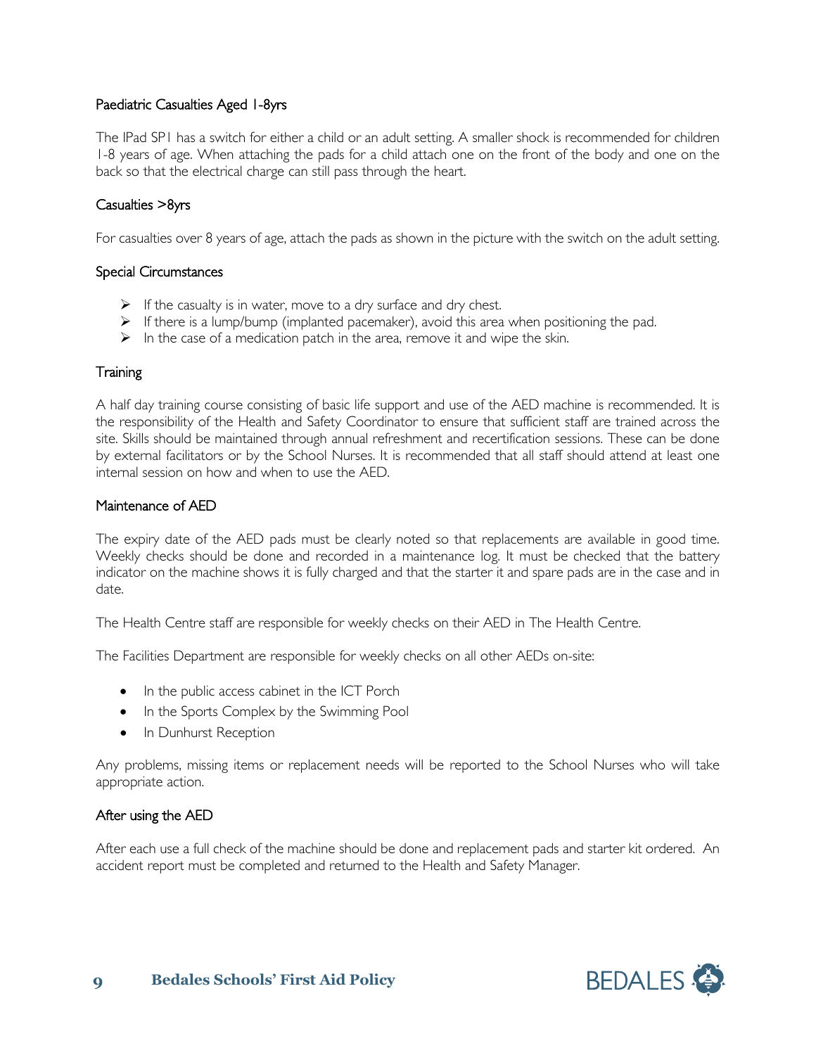### Paediatric Casualties Aged 1-8yrs

The IPad SP1 has a switch for either a child or an adult setting. A smaller shock is recommended for children 1-8 years of age. When attaching the pads for a child attach one on the front of the body and one on the back so that the electrical charge can still pass through the heart.

### Casualties >8yrs

For casualties over 8 years of age, attach the pads as shown in the picture with the switch on the adult setting.

### Special Circumstances

- If the casualty is in water, move to a dry surface and dry chest.
- If there is a lump/bump (implanted pacemaker), avoid this area when positioning the pad.
- In the case of a medication patch in the area, remove it and wipe the skin.

### Training

A half day training course consisting of basic life support and use of the AED machine is recommended. It is the responsibility of the Health and Safety Coordinator to ensure that sufficient staff are trained across the site. Skills should be maintained through annual refreshment and recertification sessions. These can be done by external facilitators or by the School Nurses. It is recommended that all staff should attend at least one internal session on how and when to use the AED.

### Maintenance of AED

The expiry date of the AED pads must be clearly noted so that replacements are available in good time. Weekly checks should be done and recorded in a maintenance log. It must be checked that the battery indicator on the machine shows it is fully charged and that the starter it and spare pads are in the case and in date.

The Health Centre staff are responsible for weekly checks on their AED in The Health Centre.

The Facilities Department are responsible for weekly checks on all other AEDs on-site:

- In the public access cabinet in the ICT Porch
- In the Sports Complex by the Swimming Pool
- In Dunhurst Reception

Any problems, missing items or replacement needs will be reported to the School Nurses who will take appropriate action.

### After using the AED

After each use a full check of the machine should be done and replacement pads and starter kit ordered. An accident report must be completed and returned to the Health and Safety Manager.